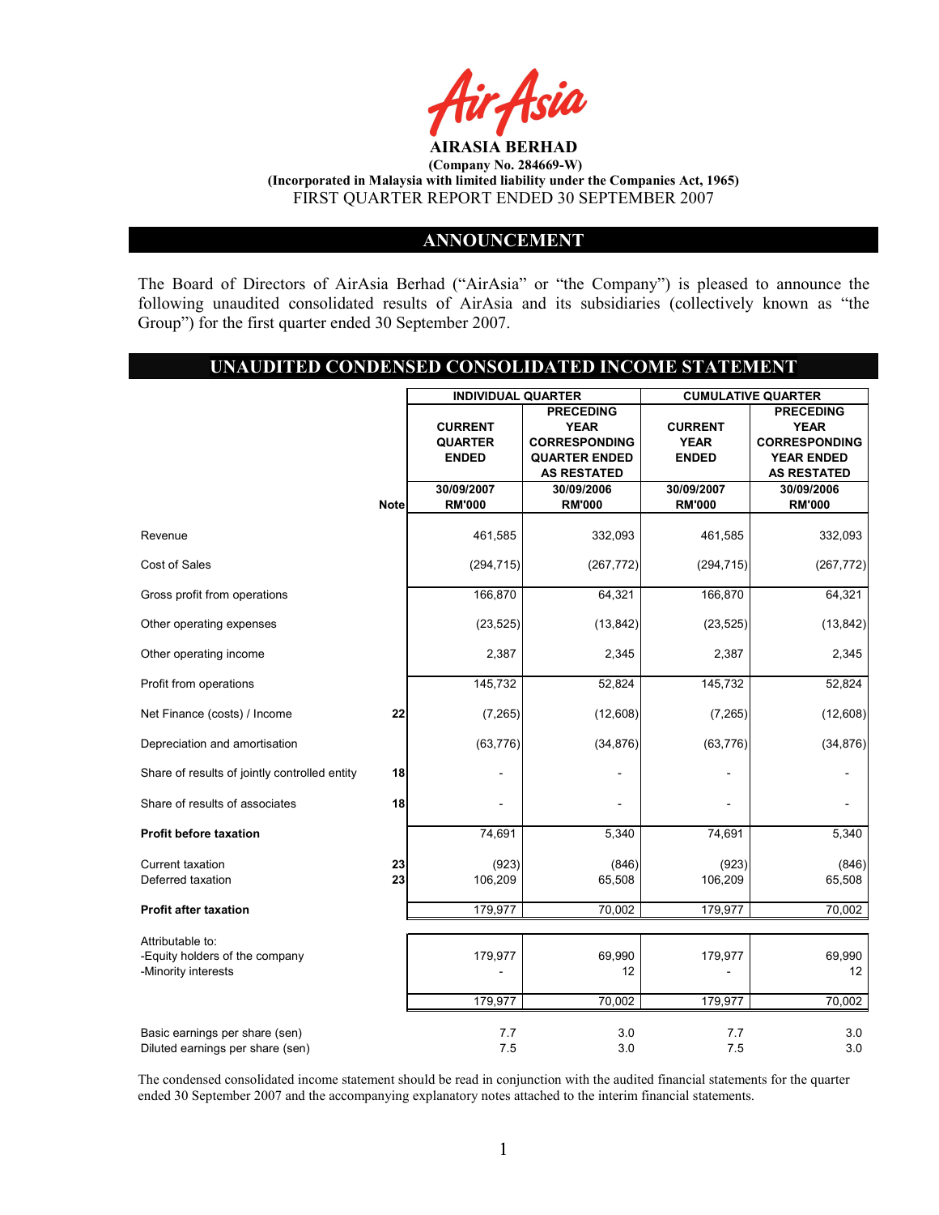# AIRASIA BERHAD

**(Company No. 284669-W)**

**(Incorporated in Malaysia with limited liability under the Companies Act, 1965)**

FIRST QUARTER REPORT ENDED 30 SEPTEMBER 2007

## ANNOUNCEMENT

The Board of Directors of AirAsia Berhad ("AirAsia" or "the Company") is pleased to announce the following unaudited consolidated results of AirAsia and its subsidiaries (collectively known as "the Group") for the first quarter ended 30 September 2007.

## UNAUDITED CONDENSED CONSOLIDATED INCOME STATEMENT

| | Note | INDIVIDUAL QUARTER | | CUMULATIVE QUARTER | |
|---|---|---|---|---|---|
| | | CURRENT QUARTER ENDED | PRECEDING YEAR CORRESPONDING QUARTER ENDED AS RESTATED | CURRENT YEAR ENDED | PRECEDING YEAR CORRESPONDING YEAR ENDED AS RESTATED |
| | | 30/09/2007 RM'000 | 30/09/2006 RM'000 | 30/09/2007 RM'000 | 30/09/2006 RM'000 |
| Revenue | | 461,585 | 332,093 | 461,585 | 332,093 |
| Cost of Sales | | (294,715) | (267,772) | (294,715) | (267,772) |
| Gross profit from operations | | 166,870 | 64,321 | 166,870 | 64,321 |
| Other operating expenses | | (23,525) | (13,842) | (23,525) | (13,842) |
| Other operating income | | 2,387 | 2,345 | 2,387 | 2,345 |
| Profit from operations | | 145,732 | 52,824 | 145,732 | 52,824 |
| Net Finance (costs) / Income | 22 | (7,265) | (12,608) | (7,265) | (12,608) |
| Depreciation and amortisation | | (63,776) | (34,876) | (63,776) | (34,876) |
| Share of results of jointly controlled entity | 18 | - | - | - | - |
| Share of results of associates | 18 | - | - | - | - |
| **Profit before taxation** | | 74,691 | 5,340 | 74,691 | 5,340 |
| Current taxation | 23 | (923) | (846) | (923) | (846) |
| Deferred taxation | 23 | 106,209 | 65,508 | 106,209 | 65,508 |
| **Profit after taxation** | | 179,977 | 70,002 | 179,977 | 70,002 |
| Attributable to: | | | | | |
| -Equity holders of the company | | 179,977 | 69,990 | 179,977 | 69,990 |
| -Minority interests | | - | 12 | - | 12 |
| | | 179,977 | 70,002 | 179,977 | 70,002 |
| Basic earnings per share (sen) | | 7.7 | 3.0 | 7.7 | 3.0 |
| Diluted earnings per share (sen) | | 7.5 | 3.0 | 7.5 | 3.0 |

The condensed consolidated income statement should be read in conjunction with the audited financial statements for the quarter ended 30 September 2007 and the accompanying explanatory notes attached to the interim financial statements.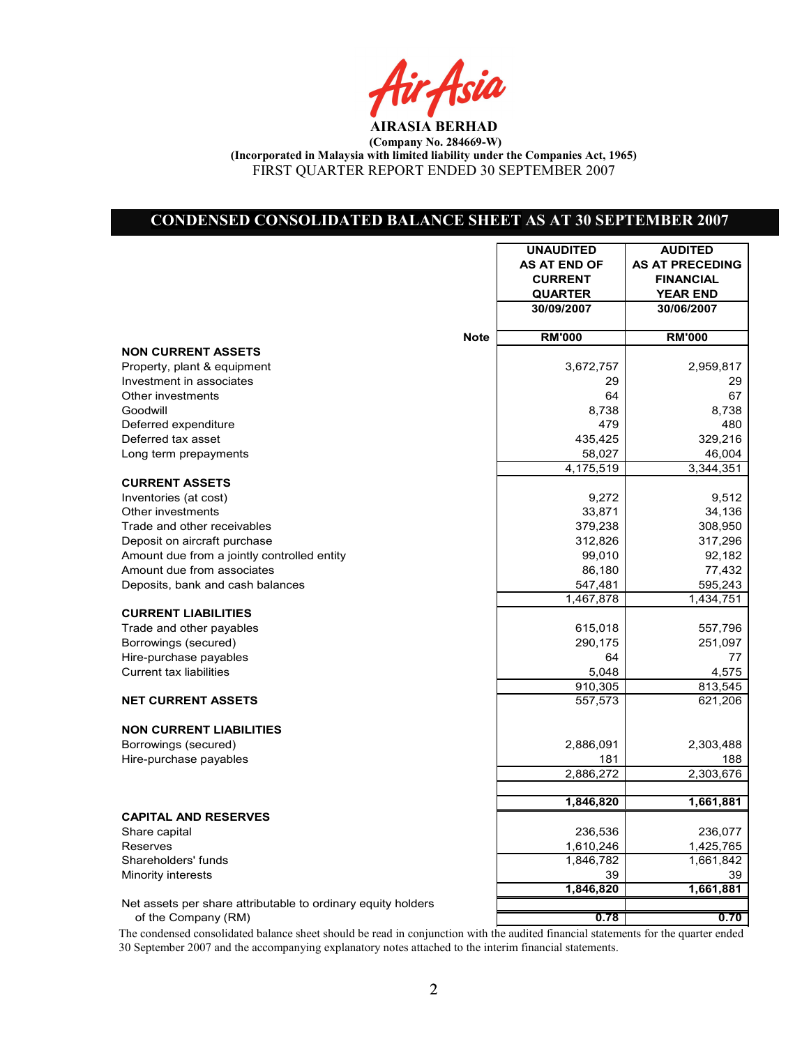**AIRASIA BERHAD**

**(Company No. 284669-W)**

**(Incorporated in Malaysia with limited liability under the Companies Act, 1965)**

FIRST QUARTER REPORT ENDED 30 SEPTEMBER 2007

## CONDENSED CONSOLIDATED BALANCE SHEET AS AT 30 SEPTEMBER 2007

| | Note | UNAUDITED AS AT END OF CURRENT QUARTER 30/09/2007 | AUDITED AS AT PRECEDING FINANCIAL YEAR END 30/06/2007 |
|---|---|---|---|
| | | RM'000 | RM'000 |
| **NON CURRENT ASSETS** | | | |
| Property, plant & equipment | | 3,672,757 | 2,959,817 |
| Investment in associates | | 29 | 29 |
| Other investments | | 64 | 67 |
| Goodwill | | 8,738 | 8,738 |
| Deferred expenditure | | 479 | 480 |
| Deferred tax asset | | 435,425 | 329,216 |
| Long term prepayments | | 58,027 | 46,004 |
| | | 4,175,519 | 3,344,351 |
| **CURRENT ASSETS** | | | |
| Inventories (at cost) | | 9,272 | 9,512 |
| Other investments | | 33,871 | 34,136 |
| Trade and other receivables | | 379,238 | 308,950 |
| Deposit on aircraft purchase | | 312,826 | 317,296 |
| Amount due from a jointly controlled entity | | 99,010 | 92,182 |
| Amount due from associates | | 86,180 | 77,432 |
| Deposits, bank and cash balances | | 547,481 | 595,243 |
| | | 1,467,878 | 1,434,751 |
| **CURRENT LIABILITIES** | | | |
| Trade and other payables | | 615,018 | 557,796 |
| Borrowings (secured) | | 290,175 | 251,097 |
| Hire-purchase payables | | 64 | 77 |
| Current tax liabilities | | 5,048 | 4,575 |
| | | 910,305 | 813,545 |
| **NET CURRENT ASSETS** | | 557,573 | 621,206 |
| **NON CURRENT LIABILITIES** | | | |
| Borrowings (secured) | | 2,886,091 | 2,303,488 |
| Hire-purchase payables | | 181 | 188 |
| | | 2,886,272 | 2,303,676 |
| | | **1,846,820** | **1,661,881** |
| **CAPITAL AND RESERVES** | | | |
| Share capital | | 236,536 | 236,077 |
| Reserves | | 1,610,246 | 1,425,765 |
| Shareholders' funds | | 1,846,782 | 1,661,842 |
| Minority interests | | 39 | 39 |
| | | **1,846,820** | **1,661,881** |
| Net assets per share attributable to ordinary equity holders of the Company (RM) | | **0.78** | **0.70** |

The condensed consolidated balance sheet should be read in conjunction with the audited financial statements for the quarter ended 30 September 2007 and the accompanying explanatory notes attached to the interim financial statements.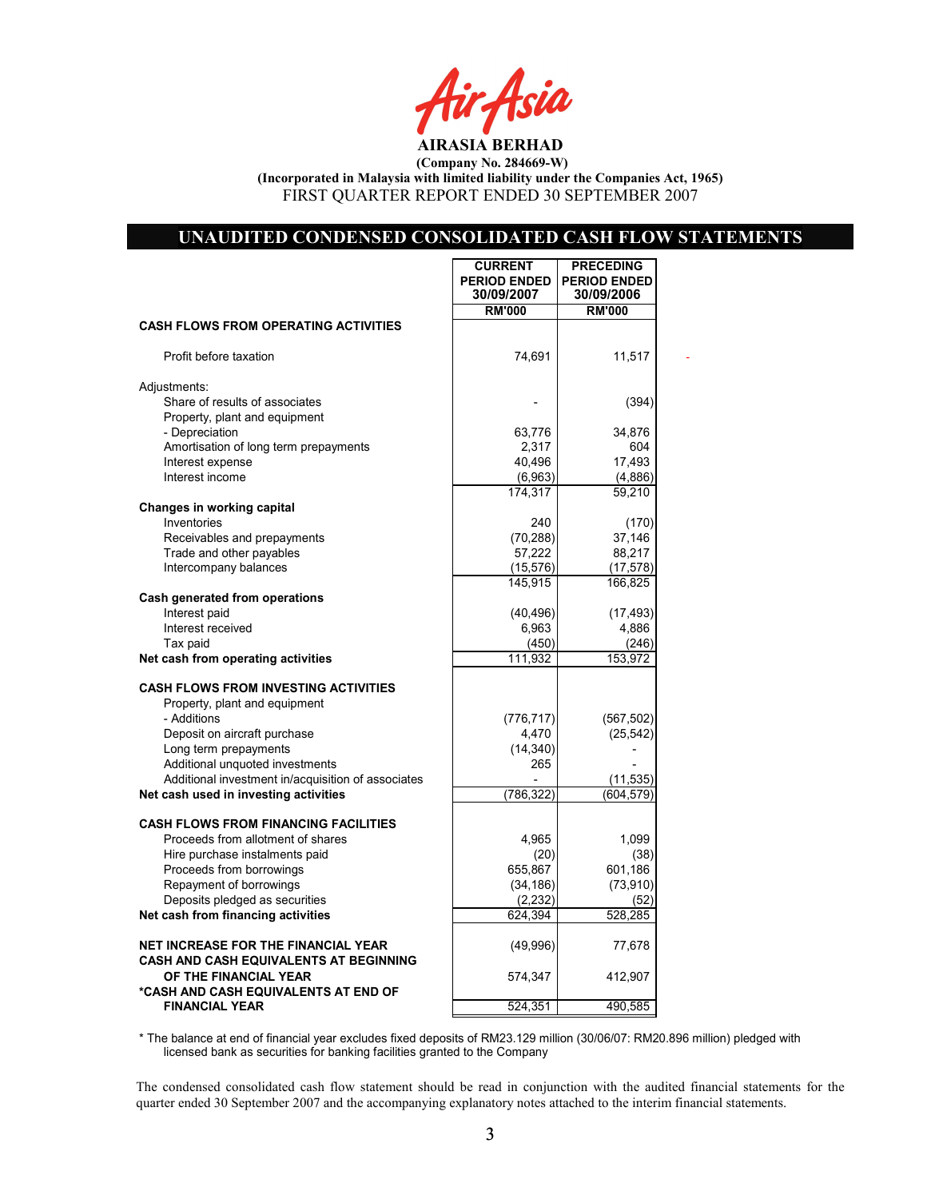# AIRASIA BERHAD

**(Company No. 284669-W)**
**(Incorporated in Malaysia with limited liability under the Companies Act, 1965)**
FIRST QUARTER REPORT ENDED 30 SEPTEMBER 2007

## UNAUDITED CONDENSED CONSOLIDATED CASH FLOW STATEMENTS

| | CURRENT PERIOD ENDED 30/09/2007 | PRECEDING PERIOD ENDED 30/09/2006 |
|---|---|---|
| | RM'000 | RM'000 |
| **CASH FLOWS FROM OPERATING ACTIVITIES** | | |
| Profit before taxation | 74,691 | 11,517 |
| Adjustments: | | |
| Share of results of associates | - | (394) |
| Property, plant and equipment | | |
| - Depreciation | 63,776 | 34,876 |
| Amortisation of long term prepayments | 2,317 | 604 |
| Interest expense | 40,496 | 17,493 |
| Interest income | (6,963) | (4,886) |
| | 174,317 | 59,210 |
| **Changes in working capital** | | |
| Inventories | 240 | (170) |
| Receivables and prepayments | (70,288) | 37,146 |
| Trade and other payables | 57,222 | 88,217 |
| Intercompany balances | (15,576) | (17,578) |
| | 145,915 | 166,825 |
| **Cash generated from operations** | | |
| Interest paid | (40,496) | (17,493) |
| Interest received | 6,963 | 4,886 |
| Tax paid | (450) | (246) |
| **Net cash from operating activities** | 111,932 | 153,972 |
| **CASH FLOWS FROM INVESTING ACTIVITIES** | | |
| Property, plant and equipment | | |
| - Additions | (776,717) | (567,502) |
| Deposit on aircraft purchase | 4,470 | (25,542) |
| Long term prepayments | (14,340) | - |
| Additional unquoted investments | 265 | - |
| Additional investment in/acquisition of associates | - | (11,535) |
| **Net cash used in investing activities** | (786,322) | (604,579) |
| **CASH FLOWS FROM FINANCING FACILITIES** | | |
| Proceeds from allotment of shares | 4,965 | 1,099 |
| Hire purchase instalments paid | (20) | (38) |
| Proceeds from borrowings | 655,867 | 601,186 |
| Repayment of borrowings | (34,186) | (73,910) |
| Deposits pledged as securities | (2,232) | (52) |
| **Net cash from financing activities** | 624,394 | 528,285 |
| **NET INCREASE FOR THE FINANCIAL YEAR** | (49,996) | 77,678 |
| **CASH AND CASH EQUIVALENTS AT BEGINNING OF THE FINANCIAL YEAR** | 574,347 | 412,907 |
| **\*CASH AND CASH EQUIVALENTS AT END OF FINANCIAL YEAR** | 524,351 | 490,585 |

\* The balance at end of financial year excludes fixed deposits of RM23.129 million (30/06/07: RM20.896 million) pledged with licensed bank as securities for banking facilities granted to the Company

The condensed consolidated cash flow statement should be read in conjunction with the audited financial statements for the quarter ended 30 September 2007 and the accompanying explanatory notes attached to the interim financial statements.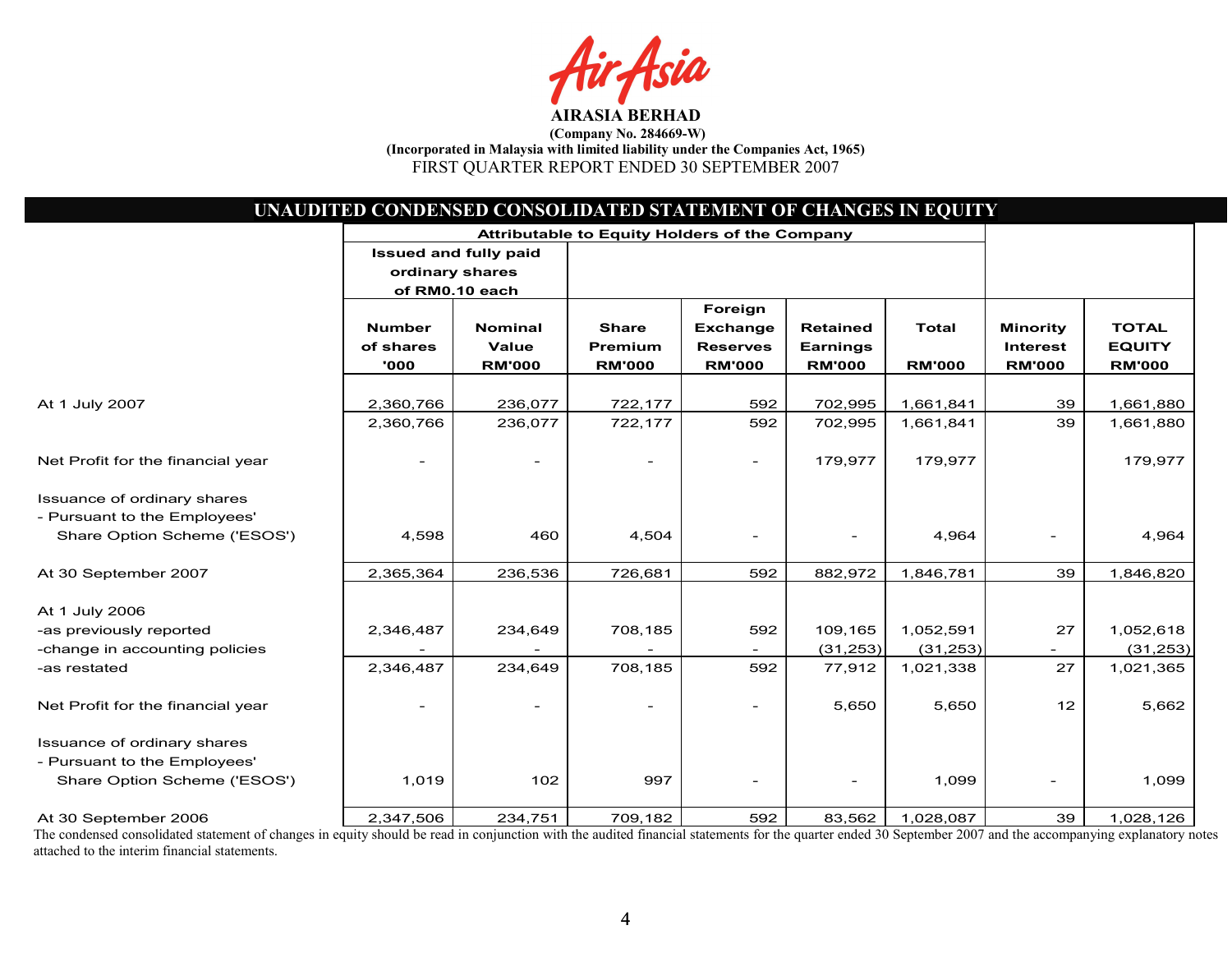**AirAsia**

**AIRASIA BERHAD**

**(Company No. 284669-W)**

**(Incorporated in Malaysia with limited liability under the Companies Act, 1965)**

FIRST QUARTER REPORT ENDED 30 SEPTEMBER 2007

## UNAUDITED CONDENSED CONSOLIDATED STATEMENT OF CHANGES IN EQUITY

| | Attributable to Equity Holders of the Company | | | | | | | |
|---|---|---|---|---|---|---|---|---|
| | Issued and fully paid ordinary shares of RM0.10 each | | | | | | | |
| | Number of shares '000 | Nominal Value RM'000 | Share Premium RM'000 | Foreign Exchange Reserves RM'000 | Retained Earnings RM'000 | Total RM'000 | Minority Interest RM'000 | TOTAL EQUITY RM'000 |
| At 1 July 2007 | 2,360,766 | 236,077 | 722,177 | 592 | 702,995 | 1,661,841 | 39 | 1,661,880 |
| | 2,360,766 | 236,077 | 722,177 | 592 | 702,995 | 1,661,841 | 39 | 1,661,880 |
| Net Profit for the financial year | - | - | - | - | 179,977 | 179,977 | | 179,977 |
| Issuance of ordinary shares - Pursuant to the Employees' Share Option Scheme ('ESOS') | 4,598 | 460 | 4,504 | - | - | 4,964 | - | 4,964 |
| At 30 September 2007 | 2,365,364 | 236,536 | 726,681 | 592 | 882,972 | 1,846,781 | 39 | 1,846,820 |
| At 1 July 2006 | | | | | | | | |
| -as previously reported | 2,346,487 | 234,649 | 708,185 | 592 | 109,165 | 1,052,591 | 27 | 1,052,618 |
| -change in accounting policies | - | - | - | - | (31,253) | (31,253) | - | (31,253) |
| -as restated | 2,346,487 | 234,649 | 708,185 | 592 | 77,912 | 1,021,338 | 27 | 1,021,365 |
| Net Profit for the financial year | - | - | - | - | 5,650 | 5,650 | 12 | 5,662 |
| Issuance of ordinary shares - Pursuant to the Employees' Share Option Scheme ('ESOS') | 1,019 | 102 | 997 | - | - | 1,099 | - | 1,099 |
| At 30 September 2006 | 2,347,506 | 234,751 | 709,182 | 592 | 83,562 | 1,028,087 | 39 | 1,028,126 |

The condensed consolidated statement of changes in equity should be read in conjunction with the audited financial statements for the quarter ended 30 September 2007 and the accompanying explanatory notes attached to the interim financial statements.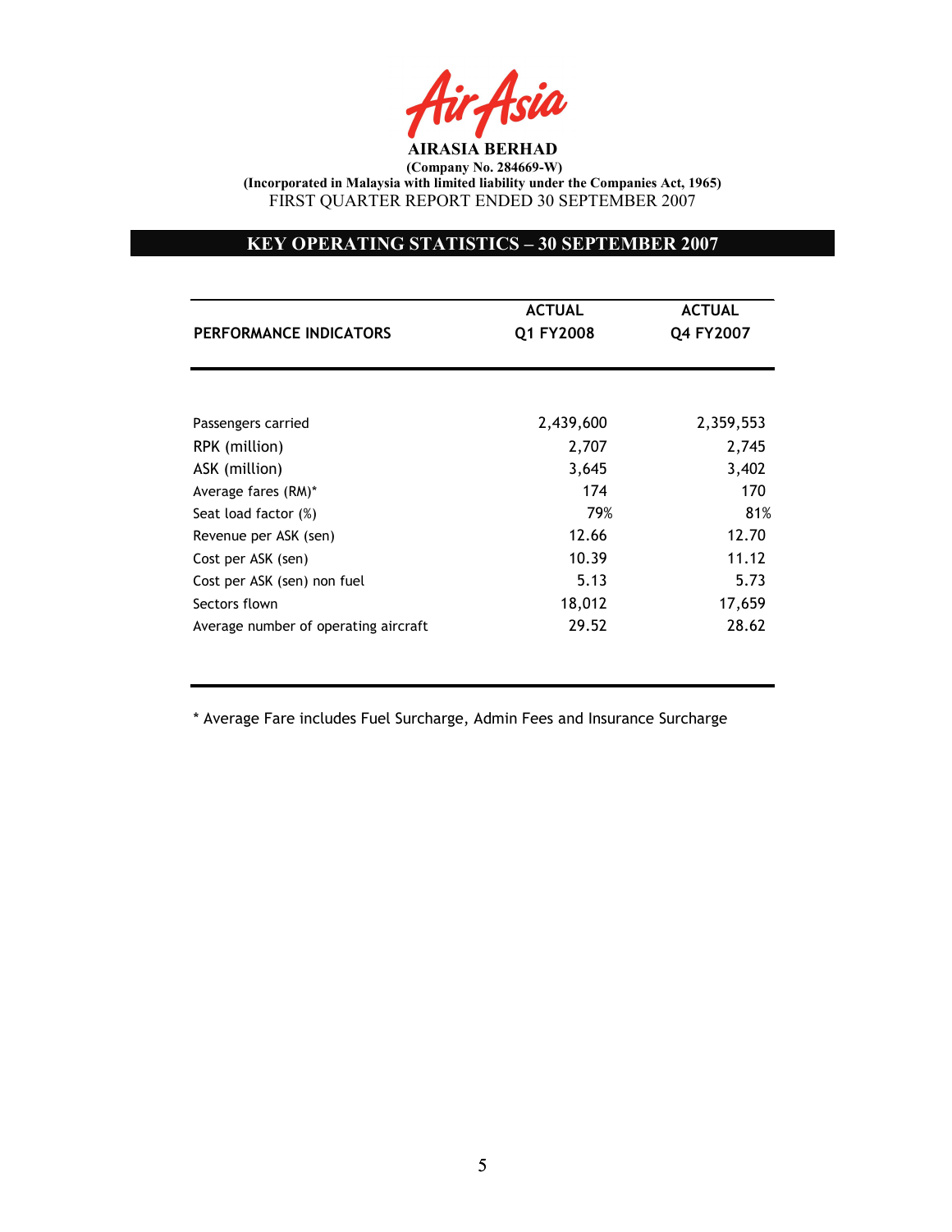**AIRASIA BERHAD**

**(Company No. 284669-W)**

**(Incorporated in Malaysia with limited liability under the Companies Act, 1965)**

FIRST QUARTER REPORT ENDED 30 SEPTEMBER 2007

## KEY OPERATING STATISTICS – 30 SEPTEMBER 2007

| PERFORMANCE INDICATORS | ACTUAL Q1 FY2008 | ACTUAL Q4 FY2007 |
|---|---|---|
| Passengers carried | 2,439,600 | 2,359,553 |
| RPK (million) | 2,707 | 2,745 |
| ASK (million) | 3,645 | 3,402 |
| Average fares (RM)* | 174 | 170 |
| Seat load factor (%) | 79% | 81% |
| Revenue per ASK (sen) | 12.66 | 12.70 |
| Cost per ASK (sen) | 10.39 | 11.12 |
| Cost per ASK (sen) non fuel | 5.13 | 5.73 |
| Sectors flown | 18,012 | 17,659 |
| Average number of operating aircraft | 29.52 | 28.62 |

* Average Fare includes Fuel Surcharge, Admin Fees and Insurance Surcharge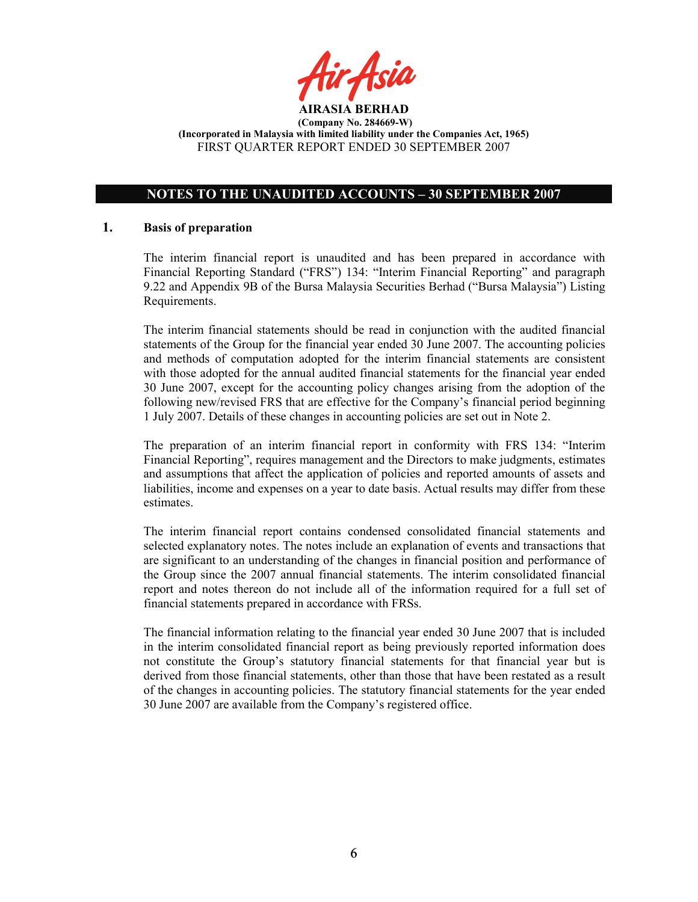**AIRASIA BERHAD**
**(Company No. 284669-W)**
**(Incorporated in Malaysia with limited liability under the Companies Act, 1965)**
FIRST QUARTER REPORT ENDED 30 SEPTEMBER 2007

## NOTES TO THE UNAUDITED ACCOUNTS – 30 SEPTEMBER 2007

### 1. Basis of preparation

The interim financial report is unaudited and has been prepared in accordance with Financial Reporting Standard ("FRS") 134: "Interim Financial Reporting" and paragraph 9.22 and Appendix 9B of the Bursa Malaysia Securities Berhad ("Bursa Malaysia") Listing Requirements.

The interim financial statements should be read in conjunction with the audited financial statements of the Group for the financial year ended 30 June 2007. The accounting policies and methods of computation adopted for the interim financial statements are consistent with those adopted for the annual audited financial statements for the financial year ended 30 June 2007, except for the accounting policy changes arising from the adoption of the following new/revised FRS that are effective for the Company's financial period beginning 1 July 2007. Details of these changes in accounting policies are set out in Note 2.

The preparation of an interim financial report in conformity with FRS 134: "Interim Financial Reporting", requires management and the Directors to make judgments, estimates and assumptions that affect the application of policies and reported amounts of assets and liabilities, income and expenses on a year to date basis. Actual results may differ from these estimates.

The interim financial report contains condensed consolidated financial statements and selected explanatory notes. The notes include an explanation of events and transactions that are significant to an understanding of the changes in financial position and performance of the Group since the 2007 annual financial statements. The interim consolidated financial report and notes thereon do not include all of the information required for a full set of financial statements prepared in accordance with FRSs.

The financial information relating to the financial year ended 30 June 2007 that is included in the interim consolidated financial report as being previously reported information does not constitute the Group's statutory financial statements for that financial year but is derived from those financial statements, other than those that have been restated as a result of the changes in accounting policies. The statutory financial statements for the year ended 30 June 2007 are available from the Company's registered office.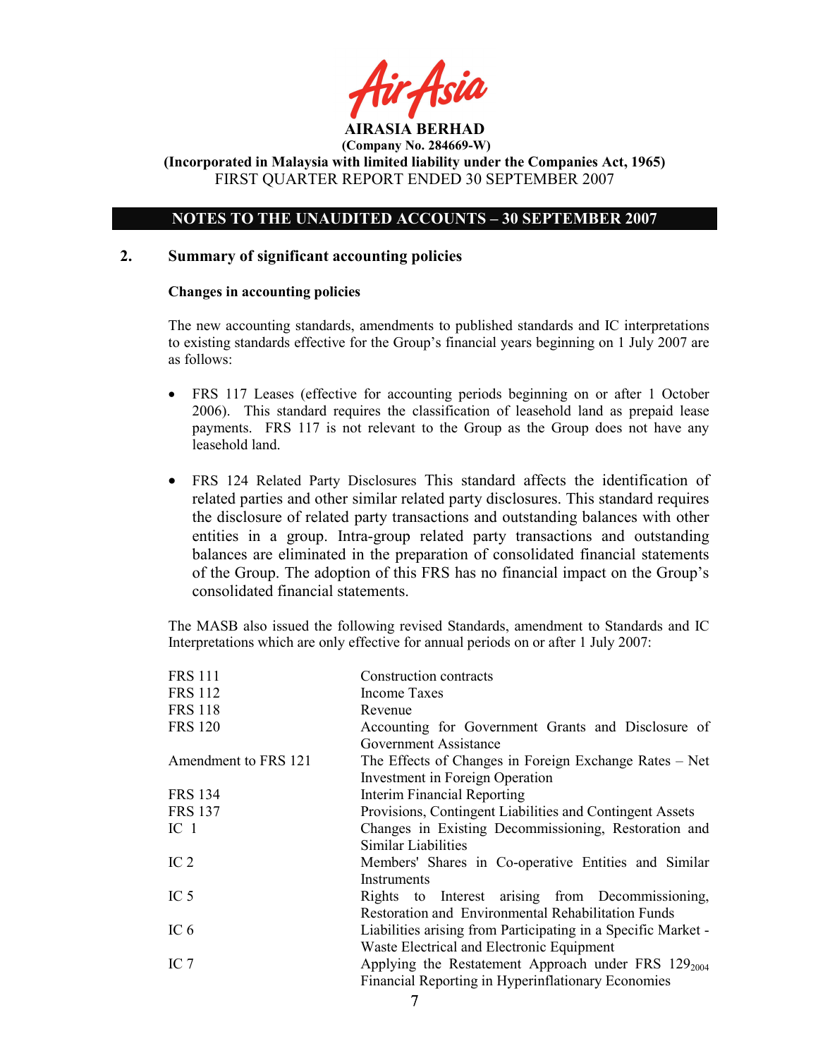**AIRASIA BERHAD**

**(Company No. 284669-W)**

**(Incorporated in Malaysia with limited liability under the Companies Act, 1965)**

FIRST QUARTER REPORT ENDED 30 SEPTEMBER 2007

## NOTES TO THE UNAUDITED ACCOUNTS – 30 SEPTEMBER 2007

## 2. Summary of significant accounting policies

**Changes in accounting policies**

The new accounting standards, amendments to published standards and IC interpretations to existing standards effective for the Group's financial years beginning on 1 July 2007 are as follows:

- FRS 117 Leases (effective for accounting periods beginning on or after 1 October 2006). This standard requires the classification of leasehold land as prepaid lease payments. FRS 117 is not relevant to the Group as the Group does not have any leasehold land.

- FRS 124 Related Party Disclosures This standard affects the identification of related parties and other similar related party disclosures. This standard requires the disclosure of related party transactions and outstanding balances with other entities in a group. Intra-group related party transactions and outstanding balances are eliminated in the preparation of consolidated financial statements of the Group. The adoption of this FRS has no financial impact on the Group's consolidated financial statements.

The MASB also issued the following revised Standards, amendment to Standards and IC Interpretations which are only effective for annual periods on or after 1 July 2007:

| | |
|---|---|
| FRS 111 | Construction contracts |
| FRS 112 | Income Taxes |
| FRS 118 | Revenue |
| FRS 120 | Accounting for Government Grants and Disclosure of Government Assistance |
| Amendment to FRS 121 | The Effects of Changes in Foreign Exchange Rates – Net Investment in Foreign Operation |
| FRS 134 | Interim Financial Reporting |
| FRS 137 | Provisions, Contingent Liabilities and Contingent Assets |
| IC 1 | Changes in Existing Decommissioning, Restoration and Similar Liabilities |
| IC 2 | Members' Shares in Co-operative Entities and Similar Instruments |
| IC 5 | Rights to Interest arising from Decommissioning, Restoration and Environmental Rehabilitation Funds |
| IC 6 | Liabilities arising from Participating in a Specific Market - Waste Electrical and Electronic Equipment |
| IC 7 | Applying the Restatement Approach under FRS $129_{2004}$ Financial Reporting in Hyperinflationary Economies |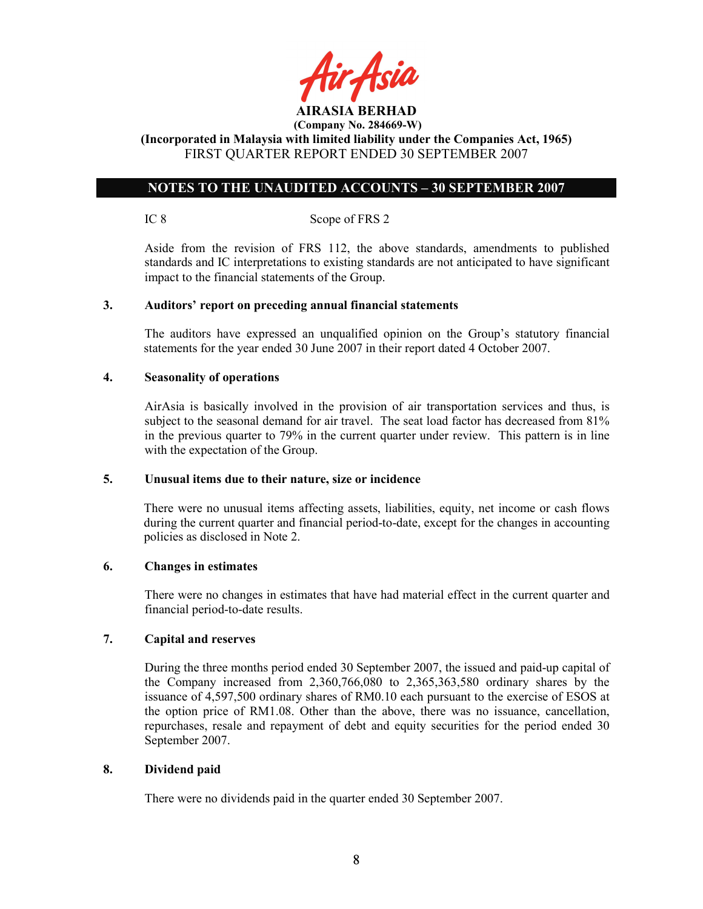IC 8 Scope of FRS 2

Aside from the revision of FRS 112, the above standards, amendments to published standards and IC interpretations to existing standards are not anticipated to have significant impact to the financial statements of the Group.

**3. Auditors' report on preceding annual financial statements**

The auditors have expressed an unqualified opinion on the Group's statutory financial statements for the year ended 30 June 2007 in their report dated 4 October 2007.

**4. Seasonality of operations**

AirAsia is basically involved in the provision of air transportation services and thus, is subject to the seasonal demand for air travel. The seat load factor has decreased from 81% in the previous quarter to 79% in the current quarter under review. This pattern is in line with the expectation of the Group.

**5. Unusual items due to their nature, size or incidence**

There were no unusual items affecting assets, liabilities, equity, net income or cash flows during the current quarter and financial period-to-date, except for the changes in accounting policies as disclosed in Note 2.

**6. Changes in estimates**

There were no changes in estimates that have had material effect in the current quarter and financial period-to-date results.

**7. Capital and reserves**

During the three months period ended 30 September 2007, the issued and paid-up capital of the Company increased from 2,360,766,080 to 2,365,363,580 ordinary shares by the issuance of 4,597,500 ordinary shares of RM0.10 each pursuant to the exercise of ESOS at the option price of RM1.08. Other than the above, there was no issuance, cancellation, repurchases, resale and repayment of debt and equity securities for the period ended 30 September 2007.

**8. Dividend paid**

There were no dividends paid in the quarter ended 30 September 2007.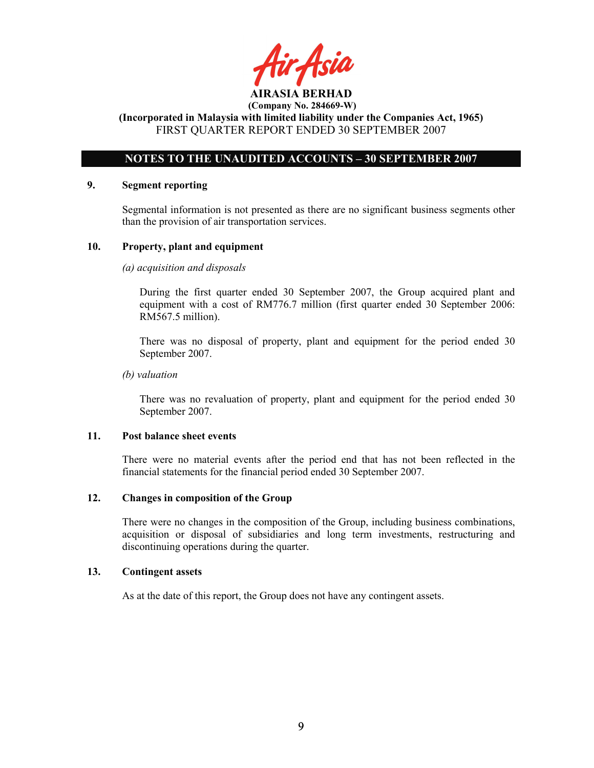## 9. Segment reporting

Segmental information is not presented as there are no significant business segments other than the provision of air transportation services.

## 10. Property, plant and equipment

*(a) acquisition and disposals*

During the first quarter ended 30 September 2007, the Group acquired plant and equipment with a cost of RM776.7 million (first quarter ended 30 September 2006: RM567.5 million).

There was no disposal of property, plant and equipment for the period ended 30 September 2007.

*(b) valuation*

There was no revaluation of property, plant and equipment for the period ended 30 September 2007.

## 11. Post balance sheet events

There were no material events after the period end that has not been reflected in the financial statements for the financial period ended 30 September 2007.

## 12. Changes in composition of the Group

There were no changes in the composition of the Group, including business combinations, acquisition or disposal of subsidiaries and long term investments, restructuring and discontinuing operations during the quarter.

## 13. Contingent assets

As at the date of this report, the Group does not have any contingent assets.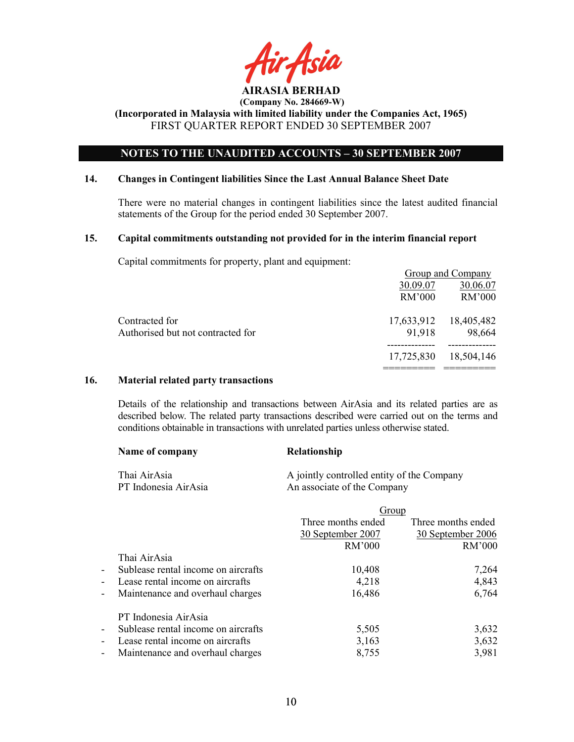# AIRASIA BERHAD

**(Company No. 284669-W)**

**(Incorporated in Malaysia with limited liability under the Companies Act, 1965)**

FIRST QUARTER REPORT ENDED 30 SEPTEMBER 2007

## NOTES TO THE UNAUDITED ACCOUNTS – 30 SEPTEMBER 2007

### 14. Changes in Contingent liabilities Since the Last Annual Balance Sheet Date

There were no material changes in contingent liabilities since the latest audited financial statements of the Group for the period ended 30 September 2007.

### 15. Capital commitments outstanding not provided for in the interim financial report

Capital commitments for property, plant and equipment:

| | Group and Company | |
|---|---|---|
| | 30.09.07 | 30.06.07 |
| | RM'000 | RM'000 |
| Contracted for | 17,633,912 | 18,405,482 |
| Authorised but not contracted for | 91,918 | 98,664 |
| | 17,725,830 | 18,504,146 |

### 16. Material related party transactions

Details of the relationship and transactions between AirAsia and its related parties are as described below. The related party transactions described were carried out on the terms and conditions obtainable in transactions with unrelated parties unless otherwise stated.

| Name of company | Relationship |
|---|---|
| Thai AirAsia | A jointly controlled entity of the Company |
| PT Indonesia AirAsia | An associate of the Company |

| | Group | |
|---|---|---|
| | Three months ended 30 September 2007 | Three months ended 30 September 2006 |
| | RM'000 | RM'000 |
| **Thai AirAsia** | | |
| - Sublease rental income on aircrafts | 10,408 | 7,264 |
| - Lease rental income on aircrafts | 4,218 | 4,843 |
| - Maintenance and overhaul charges | 16,486 | 6,764 |
| **PT Indonesia AirAsia** | | |
| - Sublease rental income on aircrafts | 5,505 | 3,632 |
| - Lease rental income on aircrafts | 3,163 | 3,632 |
| - Maintenance and overhaul charges | 8,755 | 3,981 |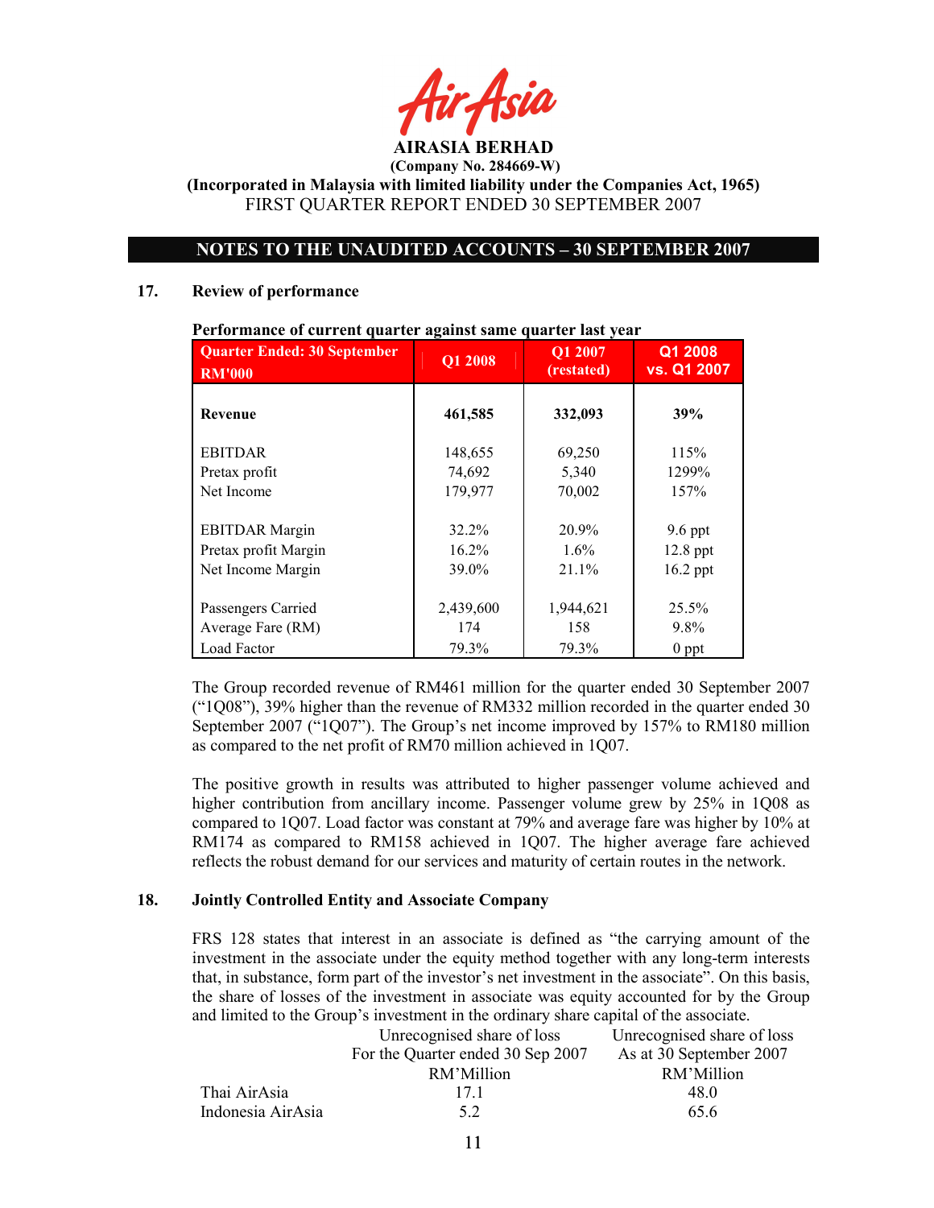AirAsia

**AIRASIA BERHAD**
**(Company No. 284669-W)**
**(Incorporated in Malaysia with limited liability under the Companies Act, 1965)**
FIRST QUARTER REPORT ENDED 30 SEPTEMBER 2007

**NOTES TO THE UNAUDITED ACCOUNTS – 30 SEPTEMBER 2007**

## 17. Review of performance

**Performance of current quarter against same quarter last year**

| Quarter Ended: 30 September RM'000 | Q1 2008 | Q1 2007 (restated) | Q1 2008 vs. Q1 2007 |
|---|---|---|---|
| **Revenue** | **461,585** | **332,093** | **39%** |
| EBITDAR | 148,655 | 69,250 | 115% |
| Pretax profit | 74,692 | 5,340 | 1299% |
| Net Income | 179,977 | 70,002 | 157% |
| EBITDAR Margin | 32.2% | 20.9% | 9.6 ppt |
| Pretax profit Margin | 16.2% | 1.6% | 12.8 ppt |
| Net Income Margin | 39.0% | 21.1% | 16.2 ppt |
| Passengers Carried | 2,439,600 | 1,944,621 | 25.5% |
| Average Fare (RM) | 174 | 158 | 9.8% |
| Load Factor | 79.3% | 79.3% | 0 ppt |

The Group recorded revenue of RM461 million for the quarter ended 30 September 2007 ("1Q08"), 39% higher than the revenue of RM332 million recorded in the quarter ended 30 September 2007 ("1Q07"). The Group's net income improved by 157% to RM180 million as compared to the net profit of RM70 million achieved in 1Q07.

The positive growth in results was attributed to higher passenger volume achieved and higher contribution from ancillary income. Passenger volume grew by 25% in 1Q08 as compared to 1Q07. Load factor was constant at 79% and average fare was higher by 10% at RM174 as compared to RM158 achieved in 1Q07. The higher average fare achieved reflects the robust demand for our services and maturity of certain routes in the network.

## 18. Jointly Controlled Entity and Associate Company

FRS 128 states that interest in an associate is defined as "the carrying amount of the investment in the associate under the equity method together with any long-term interests that, in substance, form part of the investor's net investment in the associate". On this basis, the share of losses of the investment in associate was equity accounted for by the Group and limited to the Group's investment in the ordinary share capital of the associate.

| | Unrecognised share of loss For the Quarter ended 30 Sep 2007 RM'Million | Unrecognised share of loss As at 30 September 2007 RM'Million |
|---|---|---|
| Thai AirAsia | 17.1 | 48.0 |
| Indonesia AirAsia | 5.2 | 65.6 |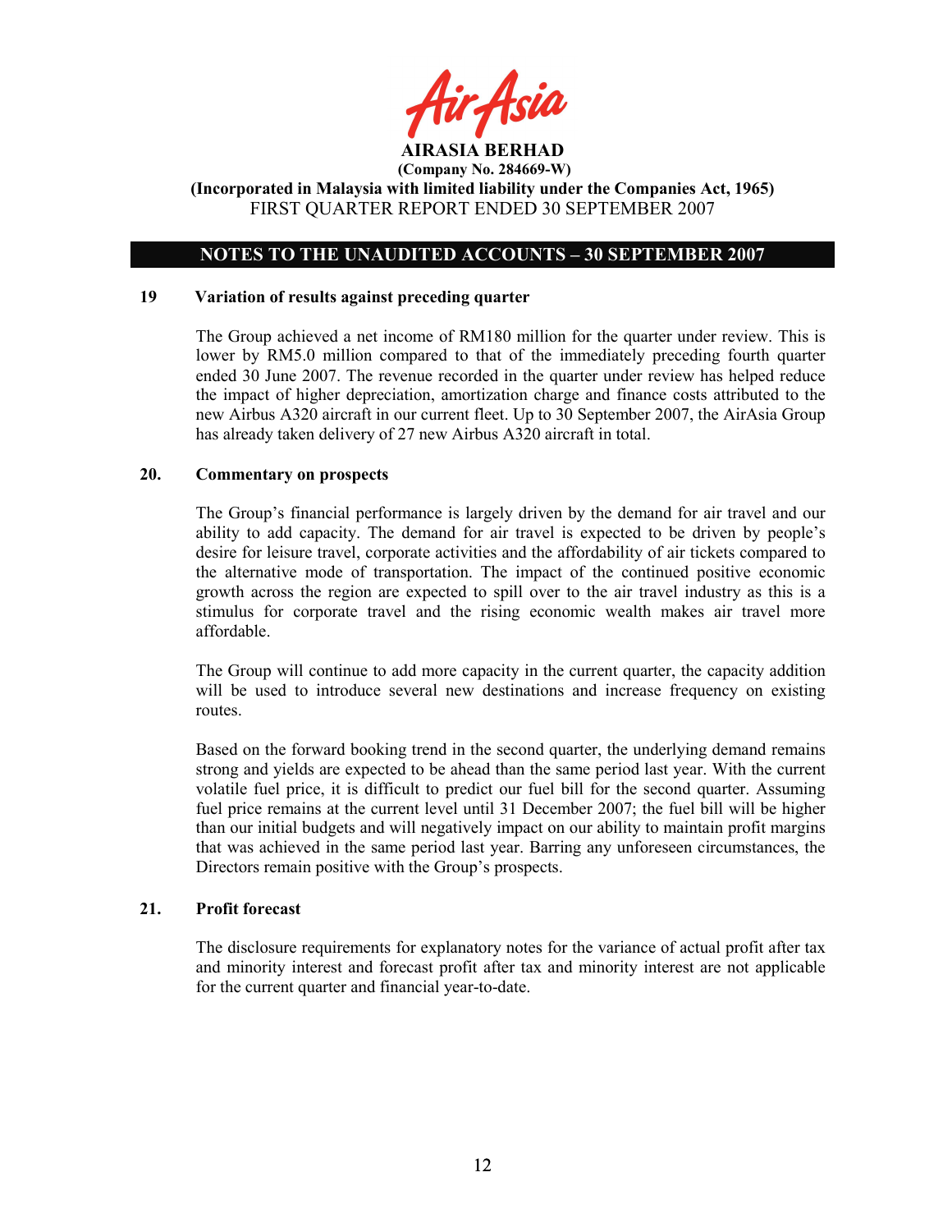**AIRASIA BERHAD**
**(Company No. 284669-W)**
**(Incorporated in Malaysia with limited liability under the Companies Act, 1965)**
FIRST QUARTER REPORT ENDED 30 SEPTEMBER 2007

## NOTES TO THE UNAUDITED ACCOUNTS – 30 SEPTEMBER 2007

### 19 Variation of results against preceding quarter

The Group achieved a net income of RM180 million for the quarter under review. This is lower by RM5.0 million compared to that of the immediately preceding fourth quarter ended 30 June 2007. The revenue recorded in the quarter under review has helped reduce the impact of higher depreciation, amortization charge and finance costs attributed to the new Airbus A320 aircraft in our current fleet. Up to 30 September 2007, the AirAsia Group has already taken delivery of 27 new Airbus A320 aircraft in total.

### 20. Commentary on prospects

The Group's financial performance is largely driven by the demand for air travel and our ability to add capacity. The demand for air travel is expected to be driven by people's desire for leisure travel, corporate activities and the affordability of air tickets compared to the alternative mode of transportation. The impact of the continued positive economic growth across the region are expected to spill over to the air travel industry as this is a stimulus for corporate travel and the rising economic wealth makes air travel more affordable.

The Group will continue to add more capacity in the current quarter, the capacity addition will be used to introduce several new destinations and increase frequency on existing routes.

Based on the forward booking trend in the second quarter, the underlying demand remains strong and yields are expected to be ahead than the same period last year. With the current volatile fuel price, it is difficult to predict our fuel bill for the second quarter. Assuming fuel price remains at the current level until 31 December 2007; the fuel bill will be higher than our initial budgets and will negatively impact on our ability to maintain profit margins that was achieved in the same period last year. Barring any unforeseen circumstances, the Directors remain positive with the Group's prospects.

### 21. Profit forecast

The disclosure requirements for explanatory notes for the variance of actual profit after tax and minority interest and forecast profit after tax and minority interest are not applicable for the current quarter and financial year-to-date.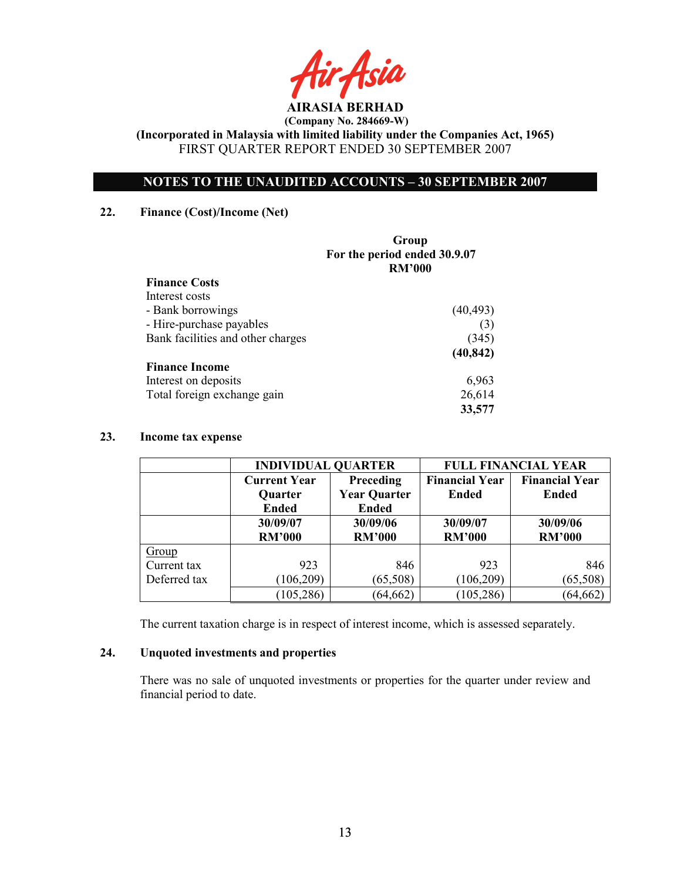**AIRASIA BERHAD**
**(Company No. 284669-W)**
**(Incorporated in Malaysia with limited liability under the Companies Act, 1965)**
FIRST QUARTER REPORT ENDED 30 SEPTEMBER 2007

## NOTES TO THE UNAUDITED ACCOUNTS – 30 SEPTEMBER 2007

### 22. Finance (Cost)/Income (Net)

| | Group For the period ended 30.9.07 RM'000 |
|---|---|
| **Finance Costs** | |
| Interest costs | |
| - Bank borrowings | (40,493) |
| - Hire-purchase payables | (3) |
| Bank facilities and other charges | (345) |
| | **(40,842)** |
| **Finance Income** | |
| Interest on deposits | 6,963 |
| Total foreign exchange gain | 26,614 |
| | **33,577** |

### 23. Income tax expense

| | INDIVIDUAL QUARTER | | FULL FINANCIAL YEAR | |
|---|---|---|---|---|
| | Current Year Quarter Ended | Preceding Year Quarter Ended | Financial Year Ended | Financial Year Ended |
| | 30/09/07 RM'000 | 30/09/06 RM'000 | 30/09/07 RM'000 | 30/09/06 RM'000 |
| Group | | | | |
| Current tax | 923 | 846 | 923 | 846 |
| Deferred tax | (106,209) | (65,508) | (106,209) | (65,508) |
| | (105,286) | (64,662) | (105,286) | (64,662) |

The current taxation charge is in respect of interest income, which is assessed separately.

### 24. Unquoted investments and properties

There was no sale of unquoted investments or properties for the quarter under review and financial period to date.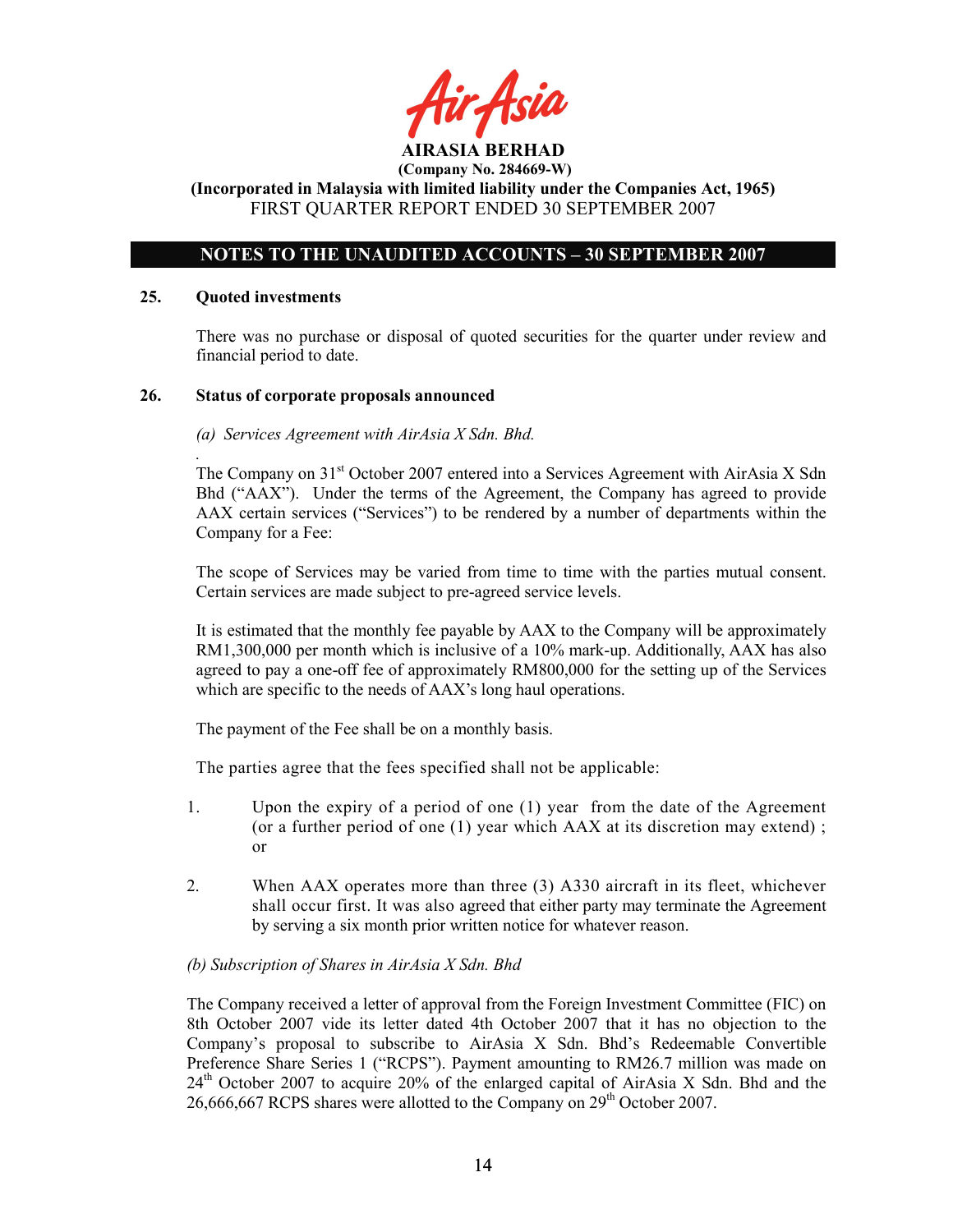**AIRASIA BERHAD**
**(Company No. 284669-W)**
**(Incorporated in Malaysia with limited liability under the Companies Act, 1965)**
FIRST QUARTER REPORT ENDED 30 SEPTEMBER 2007

## NOTES TO THE UNAUDITED ACCOUNTS – 30 SEPTEMBER 2007

### 25. Quoted investments

There was no purchase or disposal of quoted securities for the quarter under review and financial period to date.

### 26. Status of corporate proposals announced

*(a) Services Agreement with AirAsia X Sdn. Bhd.*

The Company on 31st October 2007 entered into a Services Agreement with AirAsia X Sdn Bhd ("AAX"). Under the terms of the Agreement, the Company has agreed to provide AAX certain services ("Services") to be rendered by a number of departments within the Company for a Fee:

The scope of Services may be varied from time to time with the parties mutual consent. Certain services are made subject to pre-agreed service levels.

It is estimated that the monthly fee payable by AAX to the Company will be approximately RM1,300,000 per month which is inclusive of a 10% mark-up. Additionally, AAX has also agreed to pay a one-off fee of approximately RM800,000 for the setting up of the Services which are specific to the needs of AAX's long haul operations.

The payment of the Fee shall be on a monthly basis.

The parties agree that the fees specified shall not be applicable:

1. Upon the expiry of a period of one (1) year from the date of the Agreement (or a further period of one (1) year which AAX at its discretion may extend) ; or

2. When AAX operates more than three (3) A330 aircraft in its fleet, whichever shall occur first. It was also agreed that either party may terminate the Agreement by serving a six month prior written notice for whatever reason.

*(b) Subscription of Shares in AirAsia X Sdn. Bhd*

The Company received a letter of approval from the Foreign Investment Committee (FIC) on 8th October 2007 vide its letter dated 4th October 2007 that it has no objection to the Company's proposal to subscribe to AirAsia X Sdn. Bhd's Redeemable Convertible Preference Share Series 1 ("RCPS"). Payment amounting to RM26.7 million was made on 24th October 2007 to acquire 20% of the enlarged capital of AirAsia X Sdn. Bhd and the 26,666,667 RCPS shares were allotted to the Company on 29th October 2007.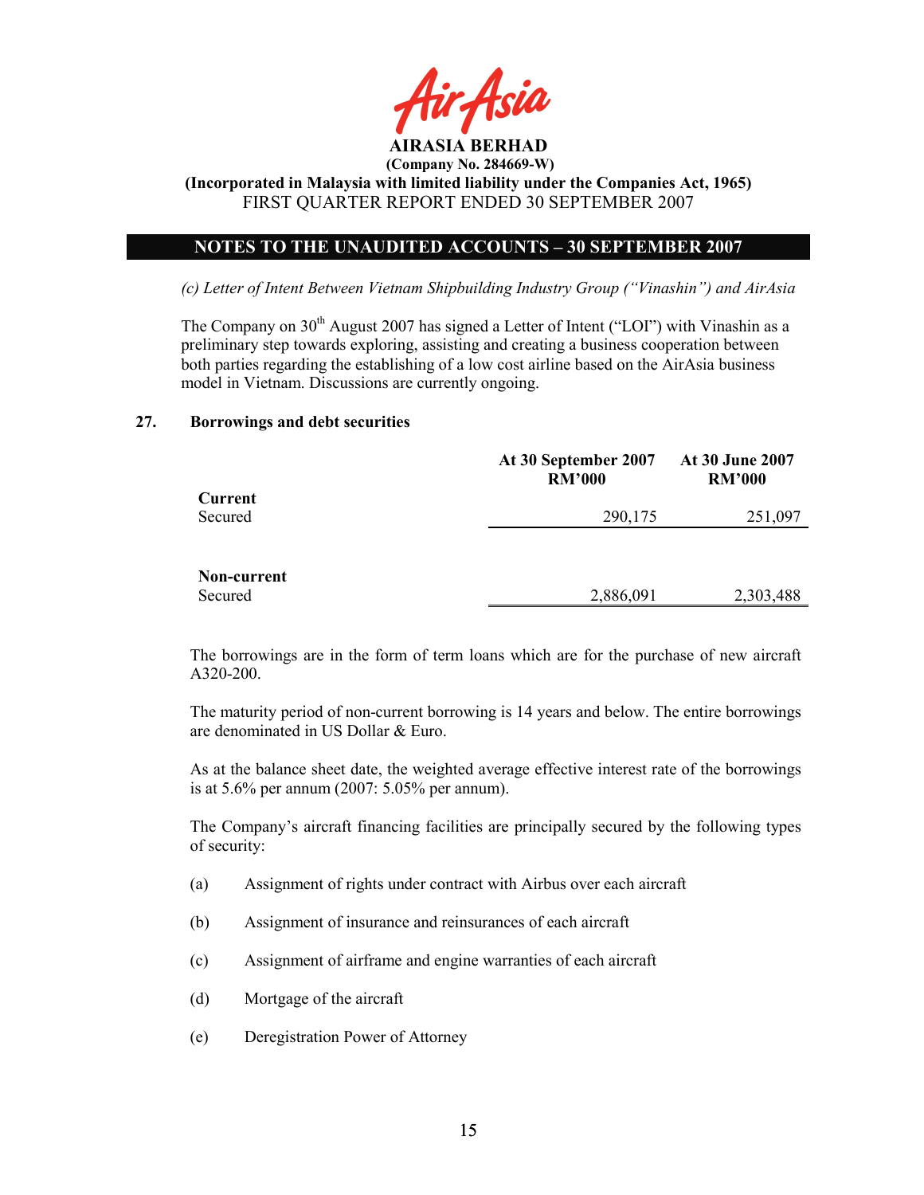AIRASIA BERHAD
(Company No. 284669-W)
(Incorporated in Malaysia with limited liability under the Companies Act, 1965)
FIRST QUARTER REPORT ENDED 30 SEPTEMBER 2007

## NOTES TO THE UNAUDITED ACCOUNTS – 30 SEPTEMBER 2007

*(c) Letter of Intent Between Vietnam Shipbuilding Industry Group ("Vinashin") and AirAsia*

The Company on 30th August 2007 has signed a Letter of Intent ("LOI") with Vinashin as a preliminary step towards exploring, assisting and creating a business cooperation between both parties regarding the establishing of a low cost airline based on the AirAsia business model in Vietnam. Discussions are currently ongoing.

## 27. Borrowings and debt securities

| | At 30 September 2007 RM'000 | At 30 June 2007 RM'000 |
|---|---|---|
| **Current** | | |
| Secured | 290,175 | 251,097 |
| | | |
| **Non-current** | | |
| Secured | 2,886,091 | 2,303,488 |

The borrowings are in the form of term loans which are for the purchase of new aircraft A320-200.

The maturity period of non-current borrowing is 14 years and below. The entire borrowings are denominated in US Dollar & Euro.

As at the balance sheet date, the weighted average effective interest rate of the borrowings is at 5.6% per annum (2007: 5.05% per annum).

The Company's aircraft financing facilities are principally secured by the following types of security:

(a) Assignment of rights under contract with Airbus over each aircraft

(b) Assignment of insurance and reinsurances of each aircraft

(c) Assignment of airframe and engine warranties of each aircraft

(d) Mortgage of the aircraft

(e) Deregistration Power of Attorney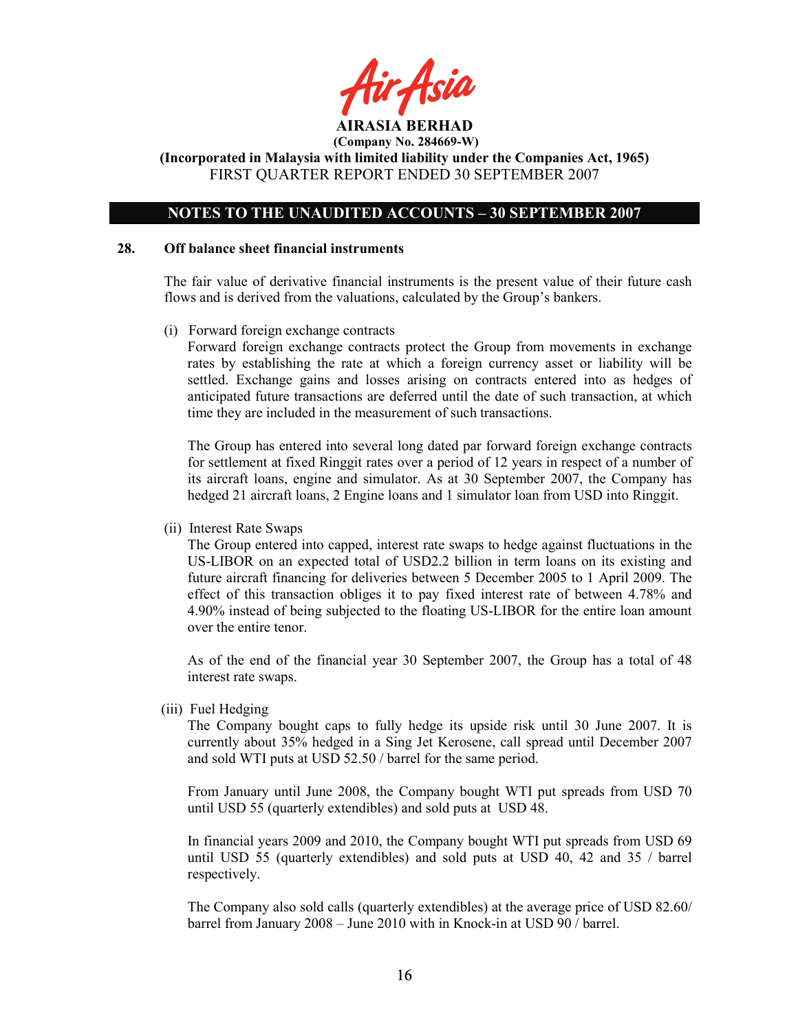## 28. Off balance sheet financial instruments

The fair value of derivative financial instruments is the present value of their future cash flows and is derived from the valuations, calculated by the Group's bankers.

(i) Forward foreign exchange contracts

Forward foreign exchange contracts protect the Group from movements in exchange rates by establishing the rate at which a foreign currency asset or liability will be settled. Exchange gains and losses arising on contracts entered into as hedges of anticipated future transactions are deferred until the date of such transaction, at which time they are included in the measurement of such transactions.

The Group has entered into several long dated par forward foreign exchange contracts for settlement at fixed Ringgit rates over a period of 12 years in respect of a number of its aircraft loans, engine and simulator. As at 30 September 2007, the Company has hedged 21 aircraft loans, 2 Engine loans and 1 simulator loan from USD into Ringgit.

(ii) Interest Rate Swaps

The Group entered into capped, interest rate swaps to hedge against fluctuations in the US-LIBOR on an expected total of USD2.2 billion in term loans on its existing and future aircraft financing for deliveries between 5 December 2005 to 1 April 2009. The effect of this transaction obliges it to pay fixed interest rate of between 4.78% and 4.90% instead of being subjected to the floating US-LIBOR for the entire loan amount over the entire tenor.

As of the end of the financial year 30 September 2007, the Group has a total of 48 interest rate swaps.

(iii) Fuel Hedging

The Company bought caps to fully hedge its upside risk until 30 June 2007. It is currently about 35% hedged in a Sing Jet Kerosene, call spread until December 2007 and sold WTI puts at USD 52.50 / barrel for the same period.

From January until June 2008, the Company bought WTI put spreads from USD 70 until USD 55 (quarterly extendibles) and sold puts at USD 48.

In financial years 2009 and 2010, the Company bought WTI put spreads from USD 69 until USD 55 (quarterly extendibles) and sold puts at USD 40, 42 and 35 / barrel respectively.

The Company also sold calls (quarterly extendibles) at the average price of USD 82.60/ barrel from January 2008 – June 2010 with in Knock-in at USD 90 / barrel.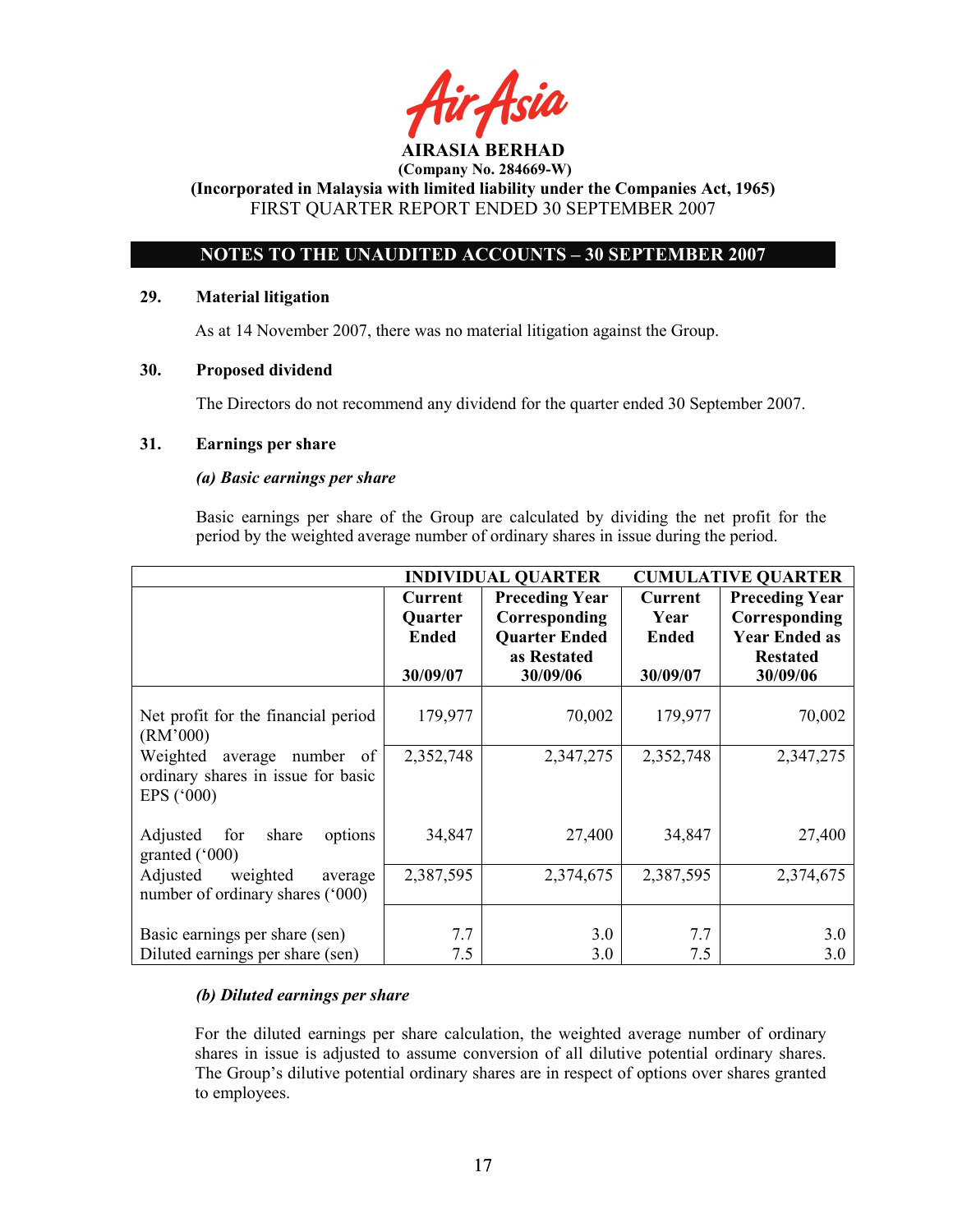**AIRASIA BERHAD**
**(Company No. 284669-W)**
**(Incorporated in Malaysia with limited liability under the Companies Act, 1965)**
FIRST QUARTER REPORT ENDED 30 SEPTEMBER 2007

## NOTES TO THE UNAUDITED ACCOUNTS – 30 SEPTEMBER 2007

### 29. Material litigation

As at 14 November 2007, there was no material litigation against the Group.

### 30. Proposed dividend

The Directors do not recommend any dividend for the quarter ended 30 September 2007.

### 31. Earnings per share

***(a) Basic earnings per share***

Basic earnings per share of the Group are calculated by dividing the net profit for the period by the weighted average number of ordinary shares in issue during the period.

| | INDIVIDUAL QUARTER | | CUMULATIVE QUARTER | |
|---|---|---|---|---|
| | **Current Quarter Ended 30/09/07** | **Preceding Year Corresponding Quarter Ended as Restated 30/09/06** | **Current Year Ended 30/09/07** | **Preceding Year Corresponding Year Ended as Restated 30/09/06** |
| Net profit for the financial period (RM'000) | 179,977 | 70,002 | 179,977 | 70,002 |
| Weighted average number of ordinary shares in issue for basic EPS ('000) | 2,352,748 | 2,347,275 | 2,352,748 | 2,347,275 |
| Adjusted for share options granted ('000) | 34,847 | 27,400 | 34,847 | 27,400 |
| Adjusted weighted average number of ordinary shares ('000) | 2,387,595 | 2,374,675 | 2,387,595 | 2,374,675 |
| Basic earnings per share (sen) | 7.7 | 3.0 | 7.7 | 3.0 |
| Diluted earnings per share (sen) | 7.5 | 3.0 | 7.5 | 3.0 |

***(b) Diluted earnings per share***

For the diluted earnings per share calculation, the weighted average number of ordinary shares in issue is adjusted to assume conversion of all dilutive potential ordinary shares. The Group's dilutive potential ordinary shares are in respect of options over shares granted to employees.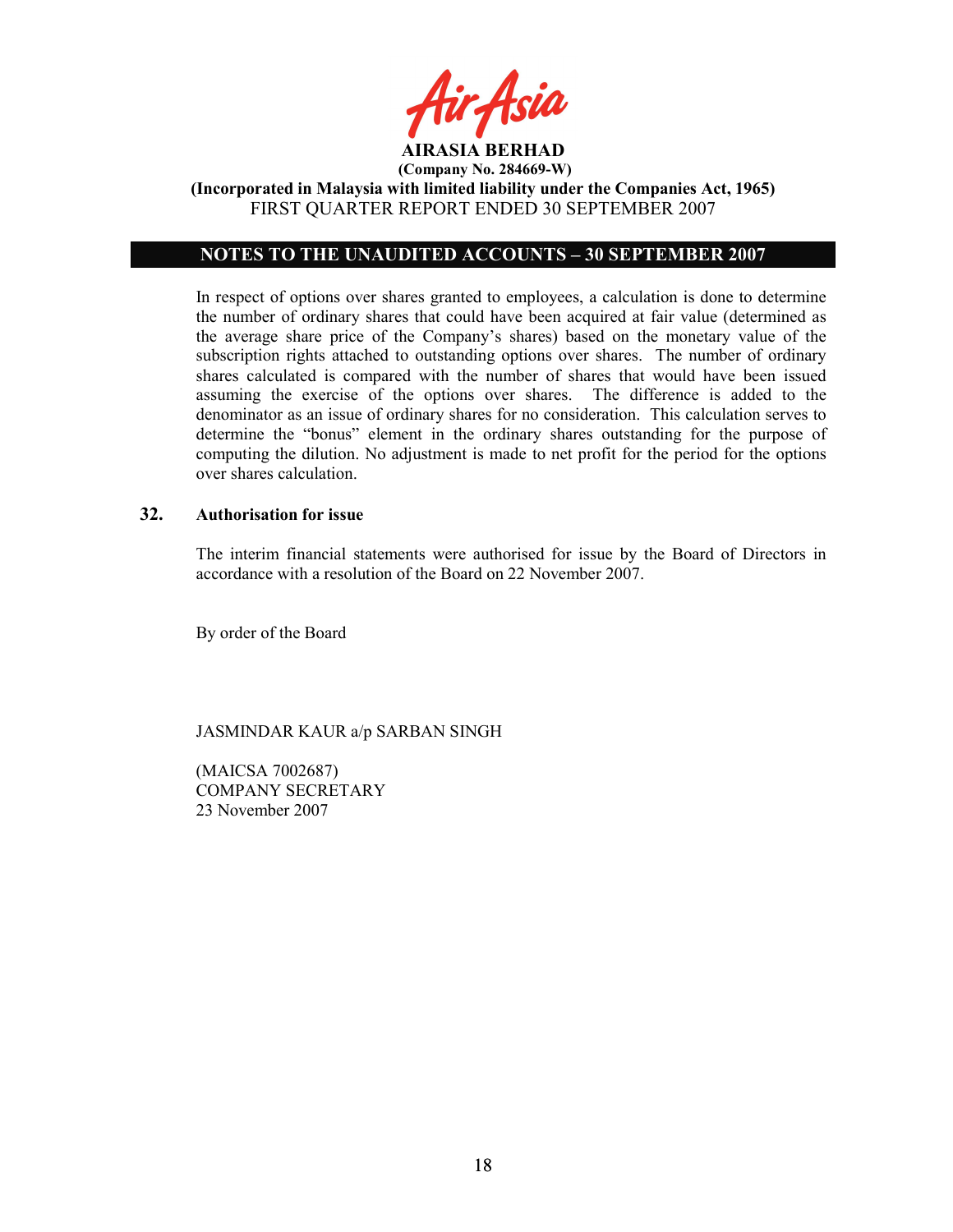In respect of options over shares granted to employees, a calculation is done to determine the number of ordinary shares that could have been acquired at fair value (determined as the average share price of the Company's shares) based on the monetary value of the subscription rights attached to outstanding options over shares. The number of ordinary shares calculated is compared with the number of shares that would have been issued assuming the exercise of the options over shares. The difference is added to the denominator as an issue of ordinary shares for no consideration. This calculation serves to determine the "bonus" element in the ordinary shares outstanding for the purpose of computing the dilution. No adjustment is made to net profit for the period for the options over shares calculation.

## 32. Authorisation for issue

The interim financial statements were authorised for issue by the Board of Directors in accordance with a resolution of the Board on 22 November 2007.

By order of the Board

JASMINDAR KAUR a/p SARBAN SINGH

(MAICSA 7002687)
COMPANY SECRETARY
23 November 2007